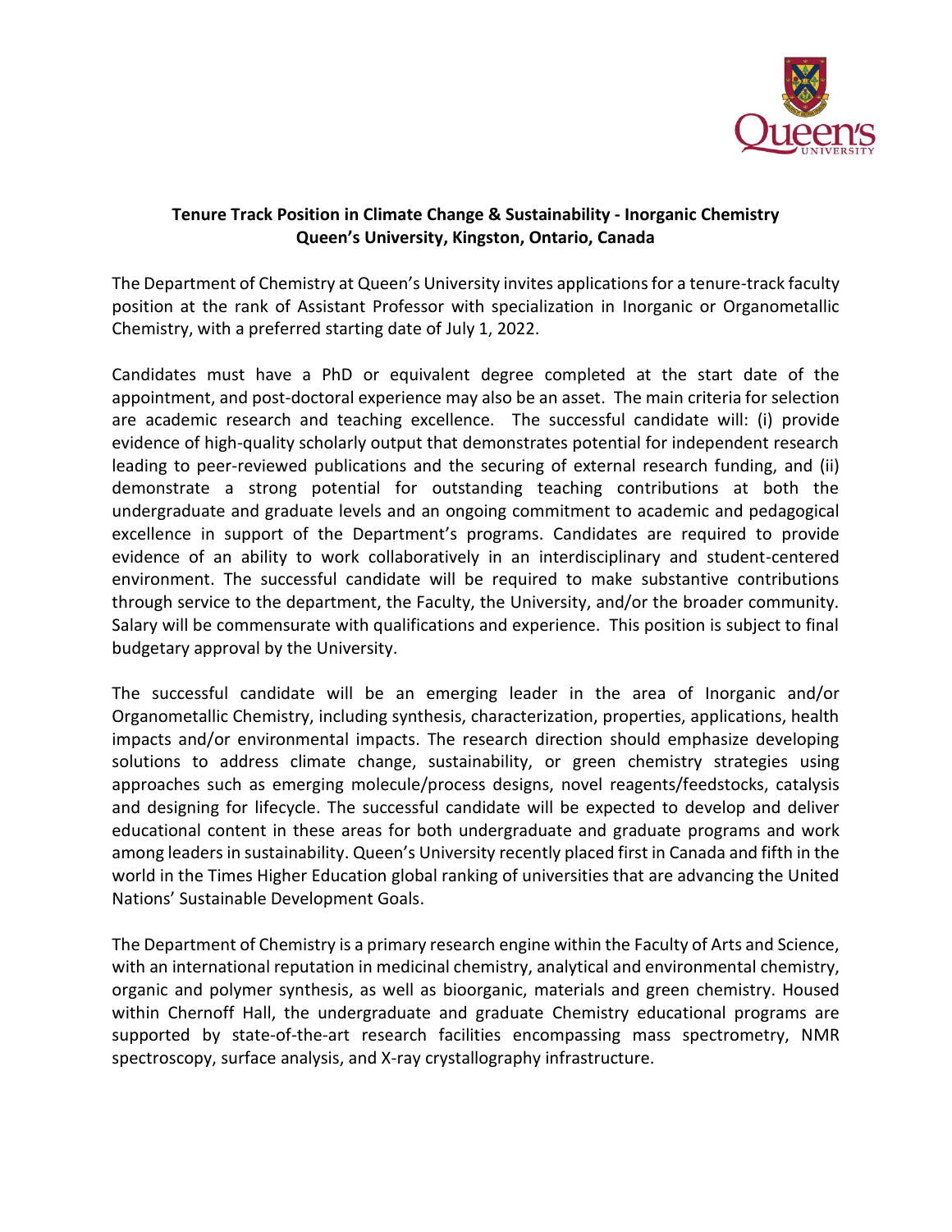**Tenure Track Position in Climate Change & Sustainability - Inorganic Chemistry**
**Queen's University, Kingston, Ontario, Canada**

The Department of Chemistry at Queen's University invites applications for a tenure-track faculty position at the rank of Assistant Professor with specialization in Inorganic or Organometallic Chemistry, with a preferred starting date of July 1, 2022.

Candidates must have a PhD or equivalent degree completed at the start date of the appointment, and post-doctoral experience may also be an asset. The main criteria for selection are academic research and teaching excellence. The successful candidate will: (i) provide evidence of high-quality scholarly output that demonstrates potential for independent research leading to peer-reviewed publications and the securing of external research funding, and (ii) demonstrate a strong potential for outstanding teaching contributions at both the undergraduate and graduate levels and an ongoing commitment to academic and pedagogical excellence in support of the Department's programs. Candidates are required to provide evidence of an ability to work collaboratively in an interdisciplinary and student-centered environment. The successful candidate will be required to make substantive contributions through service to the department, the Faculty, the University, and/or the broader community. Salary will be commensurate with qualifications and experience. This position is subject to final budgetary approval by the University.

The successful candidate will be an emerging leader in the area of Inorganic and/or Organometallic Chemistry, including synthesis, characterization, properties, applications, health impacts and/or environmental impacts. The research direction should emphasize developing solutions to address climate change, sustainability, or green chemistry strategies using approaches such as emerging molecule/process designs, novel reagents/feedstocks, catalysis and designing for lifecycle. The successful candidate will be expected to develop and deliver educational content in these areas for both undergraduate and graduate programs and work among leaders in sustainability. Queen's University recently placed first in Canada and fifth in the world in the Times Higher Education global ranking of universities that are advancing the United Nations' Sustainable Development Goals.

The Department of Chemistry is a primary research engine within the Faculty of Arts and Science, with an international reputation in medicinal chemistry, analytical and environmental chemistry, organic and polymer synthesis, as well as bioorganic, materials and green chemistry. Housed within Chernoff Hall, the undergraduate and graduate Chemistry educational programs are supported by state-of-the-art research facilities encompassing mass spectrometry, NMR spectroscopy, surface analysis, and X-ray crystallography infrastructure.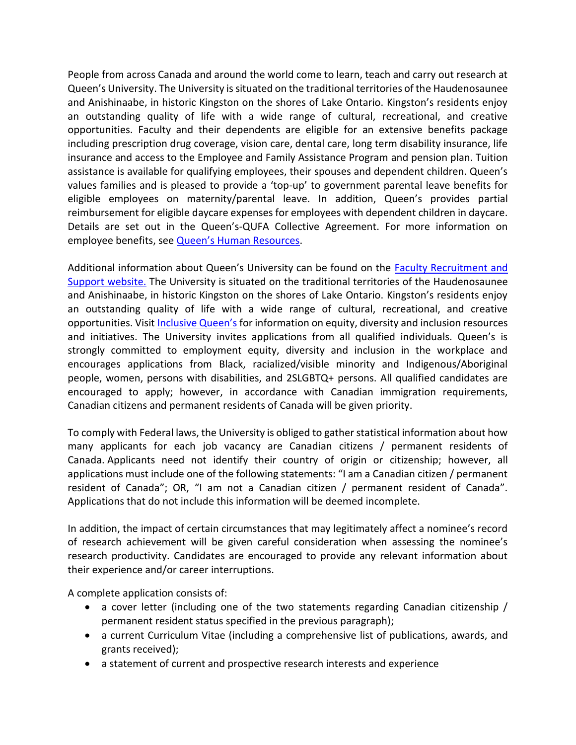People from across Canada and around the world come to learn, teach and carry out research at Queen's University. The University is situated on the traditional territories of the Haudenosaunee and Anishinaabe, in historic Kingston on the shores of Lake Ontario. Kingston's residents enjoy an outstanding quality of life with a wide range of cultural, recreational, and creative opportunities. Faculty and their dependents are eligible for an extensive benefits package including prescription drug coverage, vision care, dental care, long term disability insurance, life insurance and access to the Employee and Family Assistance Program and pension plan. Tuition assistance is available for qualifying employees, their spouses and dependent children. Queen's values families and is pleased to provide a 'top-up' to government parental leave benefits for eligible employees on maternity/parental leave. In addition, Queen's provides partial reimbursement for eligible daycare expenses for employees with dependent children in daycare. Details are set out in the Queen's-QUFA Collective Agreement. For more information on employee benefits, see Queen's Human Resources.

Additional information about Queen's University can be found on the Faculty Recruitment and Support website. The University is situated on the traditional territories of the Haudenosaunee and Anishinaabe, in historic Kingston on the shores of Lake Ontario. Kingston's residents enjoy an outstanding quality of life with a wide range of cultural, recreational, and creative opportunities. Visit Inclusive Queen's for information on equity, diversity and inclusion resources and initiatives. The University invites applications from all qualified individuals. Queen's is strongly committed to employment equity, diversity and inclusion in the workplace and encourages applications from Black, racialized/visible minority and Indigenous/Aboriginal people, women, persons with disabilities, and 2SLGBTQ+ persons. All qualified candidates are encouraged to apply; however, in accordance with Canadian immigration requirements, Canadian citizens and permanent residents of Canada will be given priority.

To comply with Federal laws, the University is obliged to gather statistical information about how many applicants for each job vacancy are Canadian citizens / permanent residents of Canada. Applicants need not identify their country of origin or citizenship; however, all applications must include one of the following statements: "I am a Canadian citizen / permanent resident of Canada"; OR, "I am not a Canadian citizen / permanent resident of Canada". Applications that do not include this information will be deemed incomplete.

In addition, the impact of certain circumstances that may legitimately affect a nominee's record of research achievement will be given careful consideration when assessing the nominee's research productivity. Candidates are encouraged to provide any relevant information about their experience and/or career interruptions.

A complete application consists of:

- a cover letter (including one of the two statements regarding Canadian citizenship / permanent resident status specified in the previous paragraph);
- a current Curriculum Vitae (including a comprehensive list of publications, awards, and grants received);
- a statement of current and prospective research interests and experience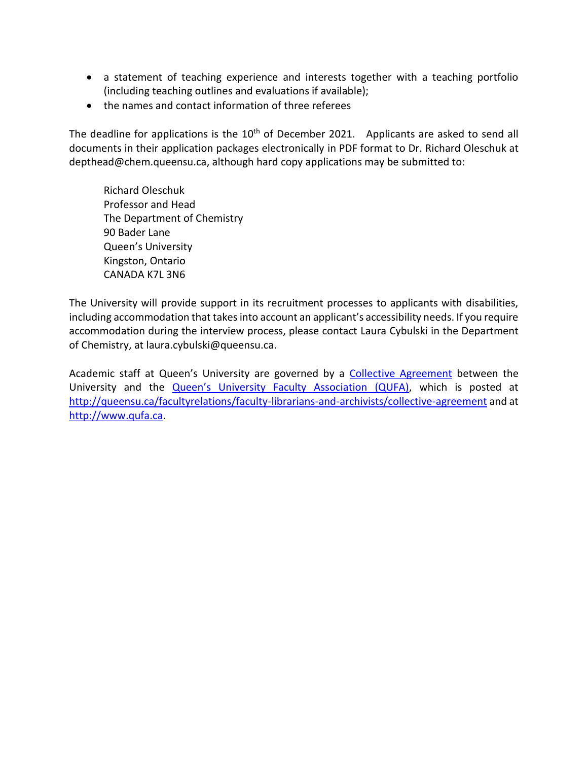- a statement of teaching experience and interests together with a teaching portfolio (including teaching outlines and evaluations if available);
- the names and contact information of three referees

The deadline for applications is the 10th of December 2021. Applicants are asked to send all documents in their application packages electronically in PDF format to Dr. Richard Oleschuk at depthead@chem.queensu.ca, although hard copy applications may be submitted to:

Richard Oleschuk
Professor and Head
The Department of Chemistry
90 Bader Lane
Queen's University
Kingston, Ontario
CANADA K7L 3N6

The University will provide support in its recruitment processes to applicants with disabilities, including accommodation that takes into account an applicant's accessibility needs. If you require accommodation during the interview process, please contact Laura Cybulski in the Department of Chemistry, at laura.cybulski@queensu.ca.

Academic staff at Queen's University are governed by a [Collective Agreement](http://queensu.ca/facultyrelations/faculty-librarians-and-archivists/collective-agreement) between the University and the [Queen's University Faculty Association (QUFA)](http://www.qufa.ca), which is posted at http://queensu.ca/facultyrelations/faculty-librarians-and-archivists/collective-agreement and at http://www.qufa.ca.